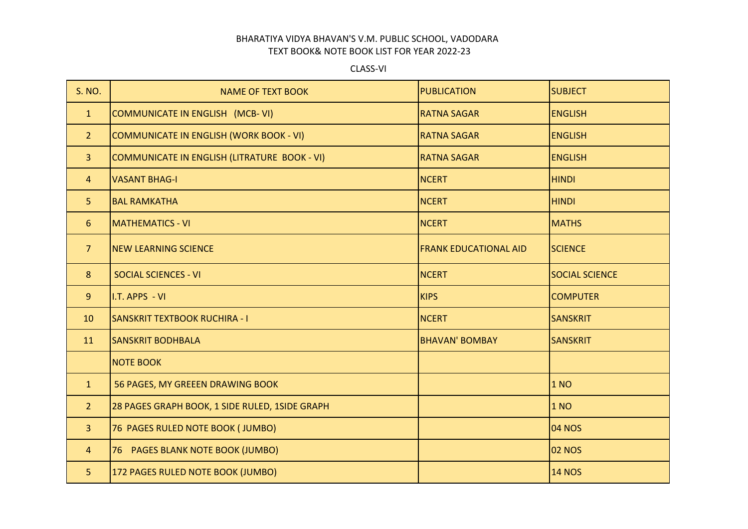BHARATIYA VIDYA BHAVAN'S V.M. PUBLIC SCHOOL, VADODARA
TEXT BOOK& NOTE BOOK LIST FOR YEAR 2022-23

CLASS-VI

| S. NO. | NAME OF TEXT BOOK | PUBLICATION | SUBJECT |
|---|---|---|---|
| 1 | COMMUNICATE IN ENGLISH (MCB- VI) | RATNA SAGAR | ENGLISH |
| 2 | COMMUNICATE IN ENGLISH (WORK BOOK - VI) | RATNA SAGAR | ENGLISH |
| 3 | COMMUNICATE IN ENGLISH (LITRATURE BOOK - VI) | RATNA SAGAR | ENGLISH |
| 4 | VASANT BHAG-I | NCERT | HINDI |
| 5 | BAL RAMKATHA | NCERT | HINDI |
| 6 | MATHEMATICS - VI | NCERT | MATHS |
| 7 | NEW LEARNING SCIENCE | FRANK EDUCATIONAL AID | SCIENCE |
| 8 | SOCIAL SCIENCES - VI | NCERT | SOCIAL SCIENCE |
| 9 | I.T. APPS - VI | KIPS | COMPUTER |
| 10 | SANSKRIT TEXTBOOK RUCHIRA - I | NCERT | SANSKRIT |
| 11 | SANSKRIT BODHBALA | BHAVAN' BOMBAY | SANSKRIT |
| | NOTE BOOK | | |
| 1 | 56 PAGES, MY GREEEN DRAWING BOOK | | 1 NO |
| 2 | 28 PAGES GRAPH BOOK, 1 SIDE RULED, 1SIDE GRAPH | | 1 NO |
| 3 | 76 PAGES RULED NOTE BOOK ( JUMBO) | | 04 NOS |
| 4 | 76 PAGES BLANK NOTE BOOK (JUMBO) | | 02 NOS |
| 5 | 172 PAGES RULED NOTE BOOK (JUMBO) | | 14 NOS |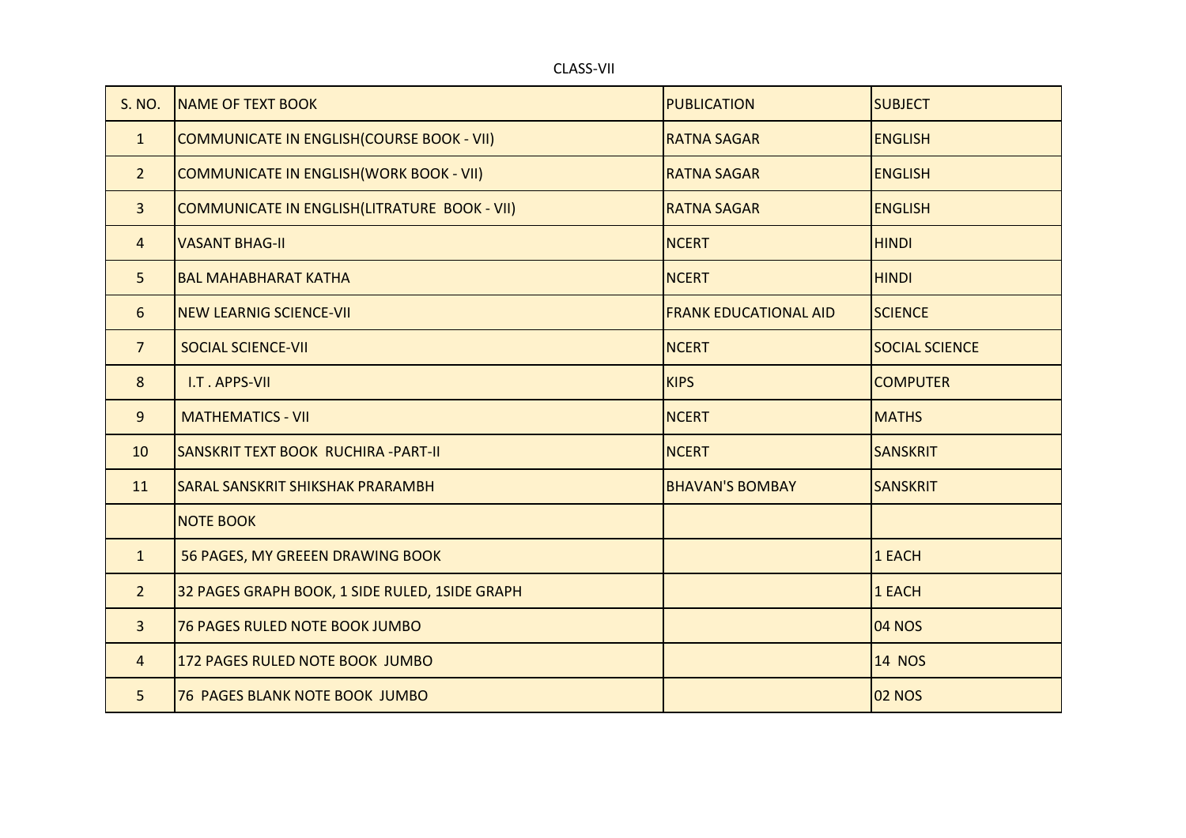CLASS-VII

| S. NO. | NAME OF TEXT BOOK | PUBLICATION | SUBJECT |
|---|---|---|---|
| 1 | COMMUNICATE IN ENGLISH(COURSE BOOK - VII) | RATNA SAGAR | ENGLISH |
| 2 | COMMUNICATE IN ENGLISH(WORK BOOK - VII) | RATNA SAGAR | ENGLISH |
| 3 | COMMUNICATE IN ENGLISH(LITRATURE BOOK - VII) | RATNA SAGAR | ENGLISH |
| 4 | VASANT BHAG-II | NCERT | HINDI |
| 5 | BAL MAHABHARAT KATHA | NCERT | HINDI |
| 6 | NEW LEARNIG SCIENCE-VII | FRANK EDUCATIONAL AID | SCIENCE |
| 7 | SOCIAL SCIENCE-VII | NCERT | SOCIAL SCIENCE |
| 8 | I.T . APPS-VII | KIPS | COMPUTER |
| 9 | MATHEMATICS - VII | NCERT | MATHS |
| 10 | SANSKRIT TEXT BOOK RUCHIRA -PART-II | NCERT | SANSKRIT |
| 11 | SARAL SANSKRIT SHIKSHAK PRARAMBH | BHAVAN'S BOMBAY | SANSKRIT |
| | NOTE BOOK | | |
| 1 | 56 PAGES, MY GREEEN DRAWING BOOK | | 1 EACH |
| 2 | 32 PAGES GRAPH BOOK, 1 SIDE RULED, 1SIDE GRAPH | | 1 EACH |
| 3 | 76 PAGES RULED NOTE BOOK JUMBO | | 04 NOS |
| 4 | 172 PAGES RULED NOTE BOOK JUMBO | | 14 NOS |
| 5 | 76 PAGES BLANK NOTE BOOK JUMBO | | 02 NOS |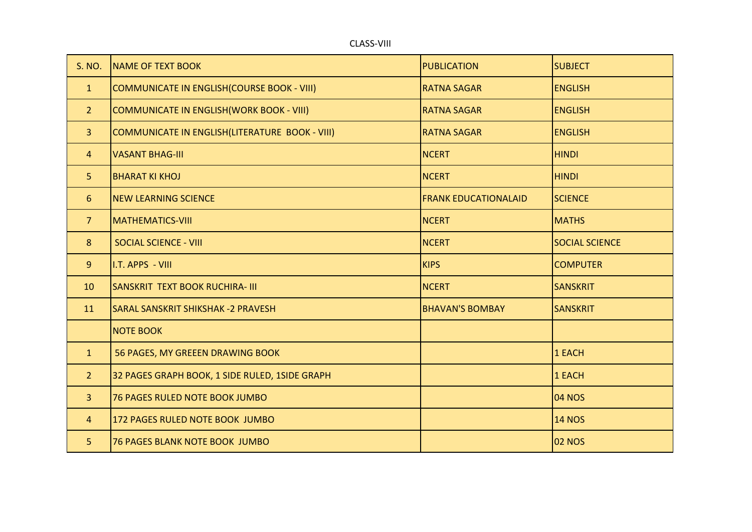CLASS-VIII

| S. NO. | NAME OF TEXT BOOK | PUBLICATION | SUBJECT |
|---|---|---|---|
| 1 | COMMUNICATE IN ENGLISH(COURSE BOOK - VIII) | RATNA SAGAR | ENGLISH |
| 2 | COMMUNICATE IN ENGLISH(WORK BOOK - VIII) | RATNA SAGAR | ENGLISH |
| 3 | COMMUNICATE IN ENGLISH(LITERATURE BOOK - VIII) | RATNA SAGAR | ENGLISH |
| 4 | VASANT BHAG-III | NCERT | HINDI |
| 5 | BHARAT KI KHOJ | NCERT | HINDI |
| 6 | NEW LEARNING SCIENCE | FRANK EDUCATIONALAID | SCIENCE |
| 7 | MATHEMATICS-VIII | NCERT | MATHS |
| 8 | SOCIAL SCIENCE - VIII | NCERT | SOCIAL SCIENCE |
| 9 | I.T. APPS - VIII | KIPS | COMPUTER |
| 10 | SANSKRIT TEXT BOOK RUCHIRA- III | NCERT | SANSKRIT |
| 11 | SARAL SANSKRIT SHIKSHAK -2 PRAVESH | BHAVAN'S BOMBAY | SANSKRIT |
| | NOTE BOOK | | |
| 1 | 56 PAGES, MY GREEEN DRAWING BOOK | | 1 EACH |
| 2 | 32 PAGES GRAPH BOOK, 1 SIDE RULED, 1SIDE GRAPH | | 1 EACH |
| 3 | 76 PAGES RULED NOTE BOOK JUMBO | | 04 NOS |
| 4 | 172 PAGES RULED NOTE BOOK JUMBO | | 14 NOS |
| 5 | 76 PAGES BLANK NOTE BOOK JUMBO | | 02 NOS |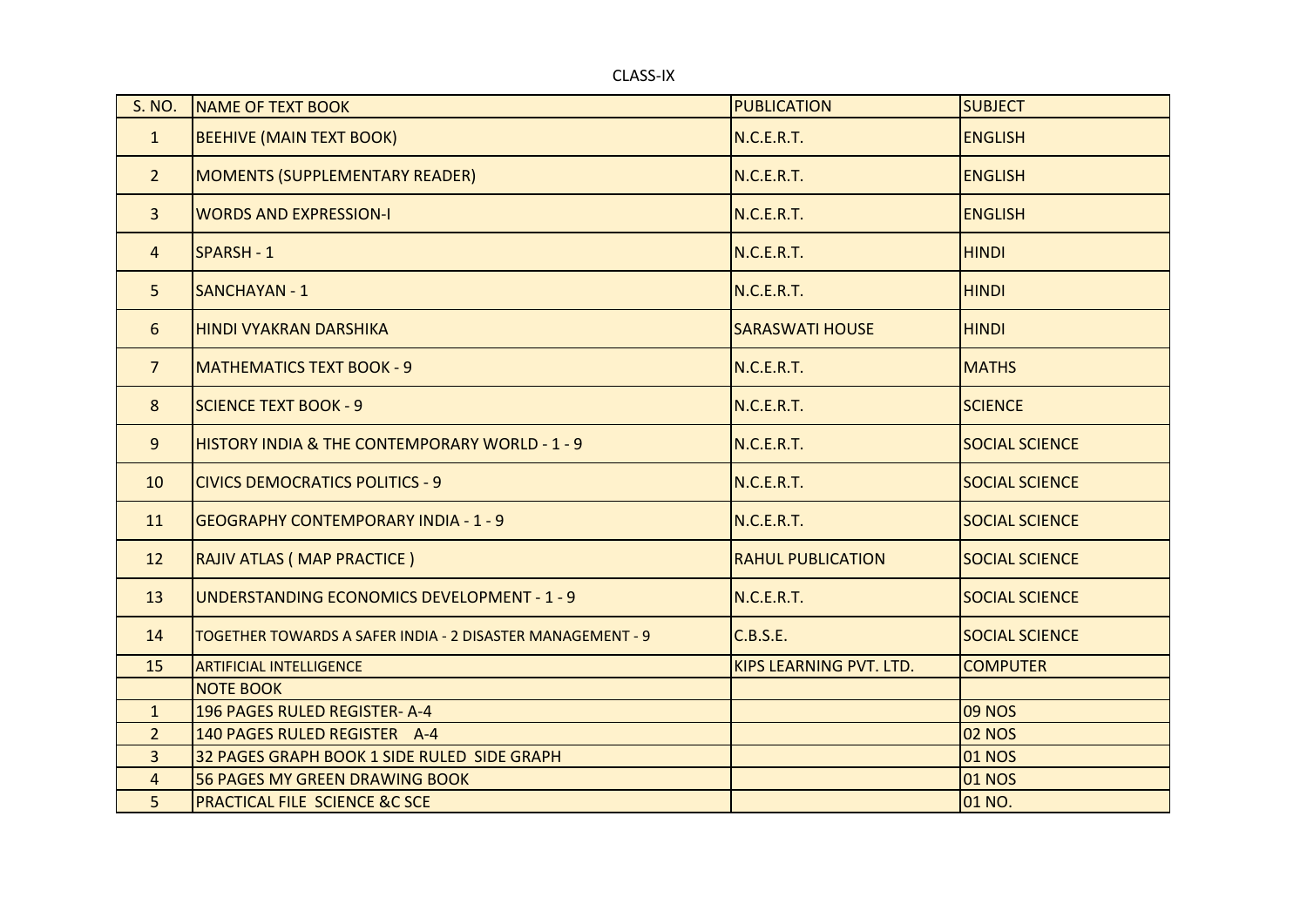CLASS-IX

| S. NO. | NAME OF TEXT BOOK | PUBLICATION | SUBJECT |
|---|---|---|---|
| 1 | BEEHIVE (MAIN TEXT BOOK) | N.C.E.R.T. | ENGLISH |
| 2 | MOMENTS (SUPPLEMENTARY READER) | N.C.E.R.T. | ENGLISH |
| 3 | WORDS AND EXPRESSION-I | N.C.E.R.T. | ENGLISH |
| 4 | SPARSH - 1 | N.C.E.R.T. | HINDI |
| 5 | SANCHAYAN - 1 | N.C.E.R.T. | HINDI |
| 6 | HINDI VYAKRAN DARSHIKA | SARASWATI HOUSE | HINDI |
| 7 | MATHEMATICS TEXT BOOK - 9 | N.C.E.R.T. | MATHS |
| 8 | SCIENCE TEXT BOOK - 9 | N.C.E.R.T. | SCIENCE |
| 9 | HISTORY INDIA & THE CONTEMPORARY WORLD - 1 - 9 | N.C.E.R.T. | SOCIAL SCIENCE |
| 10 | CIVICS DEMOCRATICS POLITICS - 9 | N.C.E.R.T. | SOCIAL SCIENCE |
| 11 | GEOGRAPHY CONTEMPORARY INDIA - 1 - 9 | N.C.E.R.T. | SOCIAL SCIENCE |
| 12 | RAJIV ATLAS ( MAP PRACTICE ) | RAHUL PUBLICATION | SOCIAL SCIENCE |
| 13 | UNDERSTANDING ECONOMICS DEVELOPMENT - 1 - 9 | N.C.E.R.T. | SOCIAL SCIENCE |
| 14 | TOGETHER TOWARDS A SAFER INDIA - 2 DISASTER MANAGEMENT - 9 | C.B.S.E. | SOCIAL SCIENCE |
| 15 | ARTIFICIAL INTELLIGENCE | KIPS LEARNING PVT. LTD. | COMPUTER |
| | NOTE BOOK | | |
| 1 | 196 PAGES RULED REGISTER- A-4 | | 09 NOS |
| 2 | 140 PAGES RULED REGISTER A-4 | | 02 NOS |
| 3 | 32 PAGES GRAPH BOOK 1 SIDE RULED SIDE GRAPH | | 01 NOS |
| 4 | 56 PAGES MY GREEN DRAWING BOOK | | 01 NOS |
| 5 | PRACTICAL FILE SCIENCE &C SCE | | 01 NO. |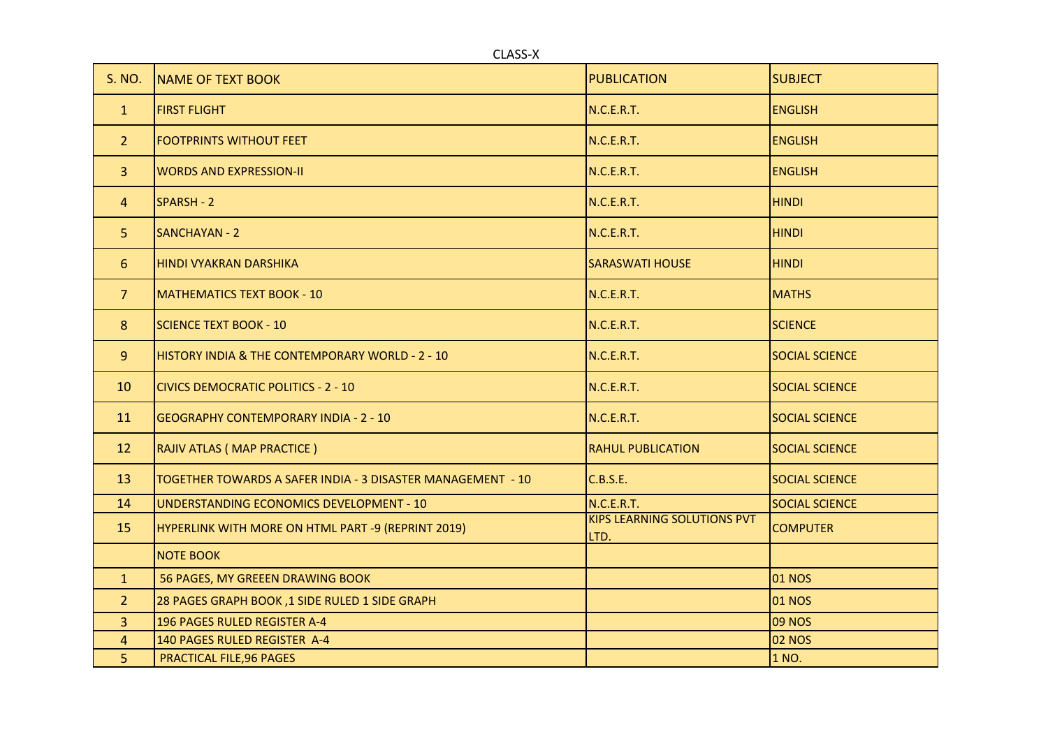CLASS-X

| S. NO. | NAME OF TEXT BOOK | PUBLICATION | SUBJECT |
|---|---|---|---|
| 1 | FIRST FLIGHT | N.C.E.R.T. | ENGLISH |
| 2 | FOOTPRINTS WITHOUT FEET | N.C.E.R.T. | ENGLISH |
| 3 | WORDS AND EXPRESSION-II | N.C.E.R.T. | ENGLISH |
| 4 | SPARSH - 2 | N.C.E.R.T. | HINDI |
| 5 | SANCHAYAN - 2 | N.C.E.R.T. | HINDI |
| 6 | HINDI VYAKRAN DARSHIKA | SARASWATI HOUSE | HINDI |
| 7 | MATHEMATICS TEXT BOOK - 10 | N.C.E.R.T. | MATHS |
| 8 | SCIENCE TEXT BOOK - 10 | N.C.E.R.T. | SCIENCE |
| 9 | HISTORY INDIA & THE CONTEMPORARY WORLD - 2 - 10 | N.C.E.R.T. | SOCIAL SCIENCE |
| 10 | CIVICS DEMOCRATIC POLITICS - 2 - 10 | N.C.E.R.T. | SOCIAL SCIENCE |
| 11 | GEOGRAPHY CONTEMPORARY INDIA - 2 - 10 | N.C.E.R.T. | SOCIAL SCIENCE |
| 12 | RAJIV ATLAS ( MAP PRACTICE ) | RAHUL PUBLICATION | SOCIAL SCIENCE |
| 13 | TOGETHER TOWARDS A SAFER INDIA - 3 DISASTER MANAGEMENT - 10 | C.B.S.E. | SOCIAL SCIENCE |
| 14 | UNDERSTANDING ECONOMICS DEVELOPMENT - 10 | N.C.E.R.T. | SOCIAL SCIENCE |
| 15 | HYPERLINK WITH MORE ON HTML PART -9 (REPRINT 2019) | KIPS LEARNING SOLUTIONS PVT LTD. | COMPUTER |
| | NOTE BOOK | | |
| 1 | 56 PAGES, MY GREEEN DRAWING BOOK | | 01 NOS |
| 2 | 28 PAGES GRAPH BOOK ,1 SIDE RULED 1 SIDE GRAPH | | 01 NOS |
| 3 | 196 PAGES RULED REGISTER A-4 | | 09 NOS |
| 4 | 140 PAGES RULED REGISTER A-4 | | 02 NOS |
| 5 | PRACTICAL FILE,96 PAGES | | 1 NO. |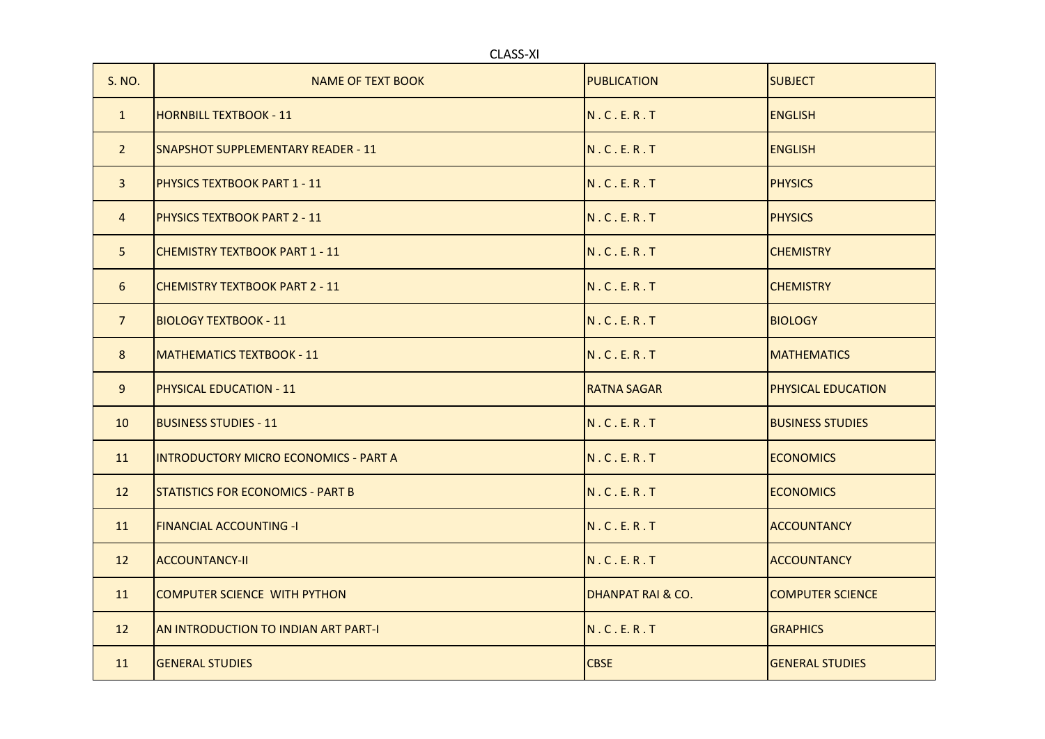CLASS-XI

| S. NO. | NAME OF TEXT BOOK | PUBLICATION | SUBJECT |
|---|---|---|---|
| 1 | HORNBILL TEXTBOOK - 11 | N . C . E. R . T | ENGLISH |
| 2 | SNAPSHOT SUPPLEMENTARY READER - 11 | N . C . E. R . T | ENGLISH |
| 3 | PHYSICS TEXTBOOK PART 1 - 11 | N . C . E. R . T | PHYSICS |
| 4 | PHYSICS TEXTBOOK PART 2 - 11 | N . C . E. R . T | PHYSICS |
| 5 | CHEMISTRY TEXTBOOK PART 1 - 11 | N . C . E. R . T | CHEMISTRY |
| 6 | CHEMISTRY TEXTBOOK PART 2 - 11 | N . C . E. R . T | CHEMISTRY |
| 7 | BIOLOGY TEXTBOOK - 11 | N . C . E. R . T | BIOLOGY |
| 8 | MATHEMATICS TEXTBOOK - 11 | N . C . E. R . T | MATHEMATICS |
| 9 | PHYSICAL EDUCATION - 11 | RATNA SAGAR | PHYSICAL EDUCATION |
| 10 | BUSINESS STUDIES - 11 | N . C . E. R . T | BUSINESS STUDIES |
| 11 | INTRODUCTORY MICRO ECONOMICS - PART A | N . C . E. R . T | ECONOMICS |
| 12 | STATISTICS FOR ECONOMICS - PART B | N . C . E. R . T | ECONOMICS |
| 11 | FINANCIAL ACCOUNTING -I | N . C . E. R . T | ACCOUNTANCY |
| 12 | ACCOUNTANCY-II | N . C . E. R . T | ACCOUNTANCY |
| 11 | COMPUTER SCIENCE WITH PYTHON | DHANPAT RAI & CO. | COMPUTER SCIENCE |
| 12 | AN INTRODUCTION TO INDIAN ART PART-I | N . C . E. R . T | GRAPHICS |
| 11 | GENERAL STUDIES | CBSE | GENERAL STUDIES |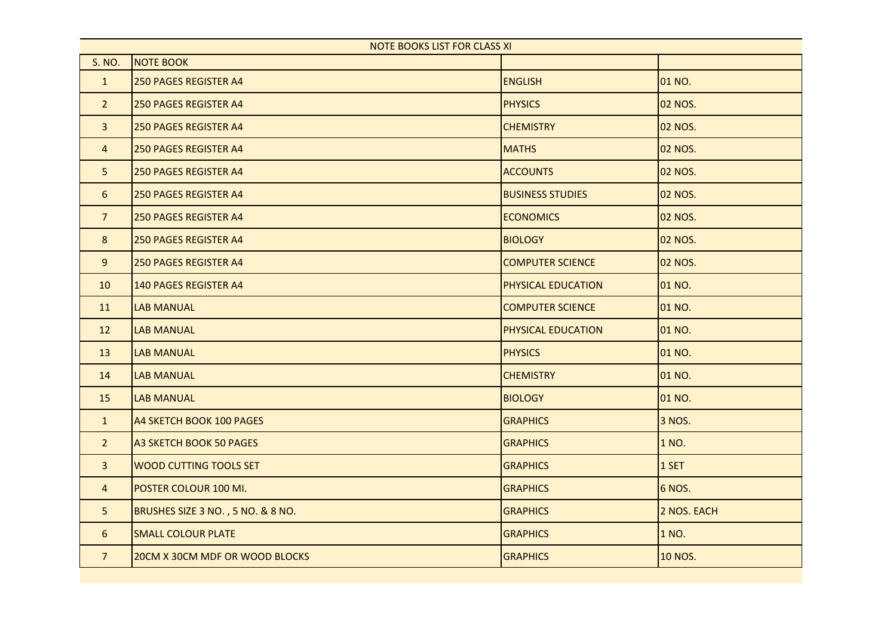| NOTE BOOKS LIST FOR CLASS XI | | | |
|---|---|---|---|
| S. NO. | NOTE BOOK | | |
| 1 | 250 PAGES REGISTER A4 | ENGLISH | 01 NO. |
| 2 | 250 PAGES REGISTER A4 | PHYSICS | 02 NOS. |
| 3 | 250 PAGES REGISTER A4 | CHEMISTRY | 02 NOS. |
| 4 | 250 PAGES REGISTER A4 | MATHS | 02 NOS. |
| 5 | 250 PAGES REGISTER A4 | ACCOUNTS | 02 NOS. |
| 6 | 250 PAGES REGISTER A4 | BUSINESS STUDIES | 02 NOS. |
| 7 | 250 PAGES REGISTER A4 | ECONOMICS | 02 NOS. |
| 8 | 250 PAGES REGISTER A4 | BIOLOGY | 02 NOS. |
| 9 | 250 PAGES REGISTER A4 | COMPUTER SCIENCE | 02 NOS. |
| 10 | 140 PAGES REGISTER A4 | PHYSICAL EDUCATION | 01 NO. |
| 11 | LAB MANUAL | COMPUTER SCIENCE | 01 NO. |
| 12 | LAB MANUAL | PHYSICAL EDUCATION | 01 NO. |
| 13 | LAB MANUAL | PHYSICS | 01 NO. |
| 14 | LAB MANUAL | CHEMISTRY | 01 NO. |
| 15 | LAB MANUAL | BIOLOGY | 01 NO. |
| 1 | A4 SKETCH BOOK 100 PAGES | GRAPHICS | 3 NOS. |
| 2 | A3 SKETCH BOOK 50 PAGES | GRAPHICS | 1 NO. |
| 3 | WOOD CUTTING TOOLS SET | GRAPHICS | 1 SET |
| 4 | POSTER COLOUR 100 MI. | GRAPHICS | 6 NOS. |
| 5 | BRUSHES SIZE 3 NO. , 5 NO. & 8 NO. | GRAPHICS | 2 NOS. EACH |
| 6 | SMALL COLOUR PLATE | GRAPHICS | 1 NO. |
| 7 | 20CM X 30CM MDF OR WOOD BLOCKS | GRAPHICS | 10 NOS. |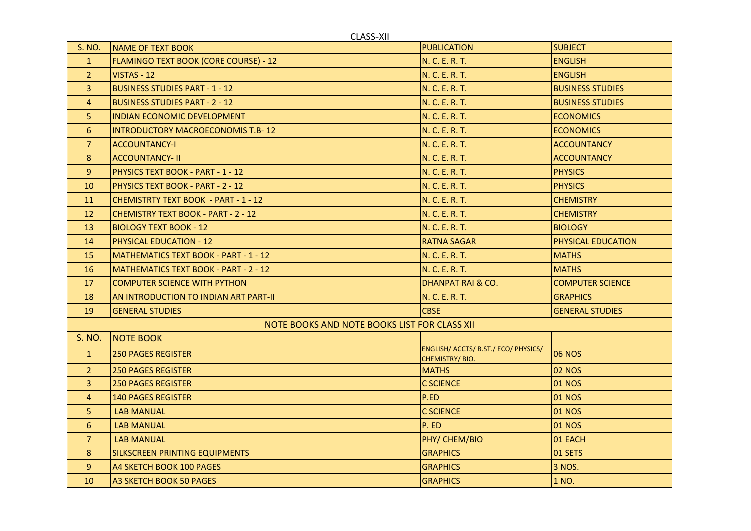CLASS-XII

| S. NO. | NAME OF TEXT BOOK | PUBLICATION | SUBJECT |
|---|---|---|---|
| 1 | FLAMINGO TEXT BOOK (CORE COURSE) - 12 | N. C. E. R. T. | ENGLISH |
| 2 | VISTAS - 12 | N. C. E. R. T. | ENGLISH |
| 3 | BUSINESS STUDIES PART - 1 - 12 | N. C. E. R. T. | BUSINESS STUDIES |
| 4 | BUSINESS STUDIES PART - 2 - 12 | N. C. E. R. T. | BUSINESS STUDIES |
| 5 | INDIAN ECONOMIC DEVELOPMENT | N. C. E. R. T. | ECONOMICS |
| 6 | INTRODUCTORY MACROECONOMIS T.B- 12 | N. C. E. R. T. | ECONOMICS |
| 7 | ACCOUNTANCY-I | N. C. E. R. T. | ACCOUNTANCY |
| 8 | ACCOUNTANCY- II | N. C. E. R. T. | ACCOUNTANCY |
| 9 | PHYSICS TEXT BOOK - PART - 1 - 12 | N. C. E. R. T. | PHYSICS |
| 10 | PHYSICS TEXT BOOK - PART - 2 - 12 | N. C. E. R. T. | PHYSICS |
| 11 | CHEMISTRTY TEXT BOOK - PART - 1 - 12 | N. C. E. R. T. | CHEMISTRY |
| 12 | CHEMISTRY TEXT BOOK - PART - 2 - 12 | N. C. E. R. T. | CHEMISTRY |
| 13 | BIOLOGY TEXT BOOK - 12 | N. C. E. R. T. | BIOLOGY |
| 14 | PHYSICAL EDUCATION - 12 | RATNA SAGAR | PHYSICAL EDUCATION |
| 15 | MATHEMATICS TEXT BOOK - PART - 1 - 12 | N. C. E. R. T. | MATHS |
| 16 | MATHEMATICS TEXT BOOK - PART - 2 - 12 | N. C. E. R. T. | MATHS |
| 17 | COMPUTER SCIENCE WITH PYTHON | DHANPAT RAI & CO. | COMPUTER SCIENCE |
| 18 | AN INTRODUCTION TO INDIAN ART PART-II | N. C. E. R. T. | GRAPHICS |
| 19 | GENERAL STUDIES | CBSE | GENERAL STUDIES |

NOTE BOOKS AND NOTE BOOKS LIST FOR CLASS XII

| S. NO. | NOTE BOOK | | |
|---|---|---|---|
| 1 | 250 PAGES REGISTER | ENGLISH/ ACCTS/ B.ST./ ECO/ PHYSICS/ CHEMISTRY/ BIO. | 06 NOS |
| 2 | 250 PAGES REGISTER | MATHS | 02 NOS |
| 3 | 250 PAGES REGISTER | C SCIENCE | 01 NOS |
| 4 | 140 PAGES REGISTER | P.ED | 01 NOS |
| 5 | LAB MANUAL | C SCIENCE | 01 NOS |
| 6 | LAB MANUAL | P. ED | 01 NOS |
| 7 | LAB MANUAL | PHY/ CHEM/BIO | 01 EACH |
| 8 | SILKSCREEN PRINTING EQUIPMENTS | GRAPHICS | 01 SETS |
| 9 | A4 SKETCH BOOK 100 PAGES | GRAPHICS | 3 NOS. |
| 10 | A3 SKETCH BOOK 50 PAGES | GRAPHICS | 1 NO. |